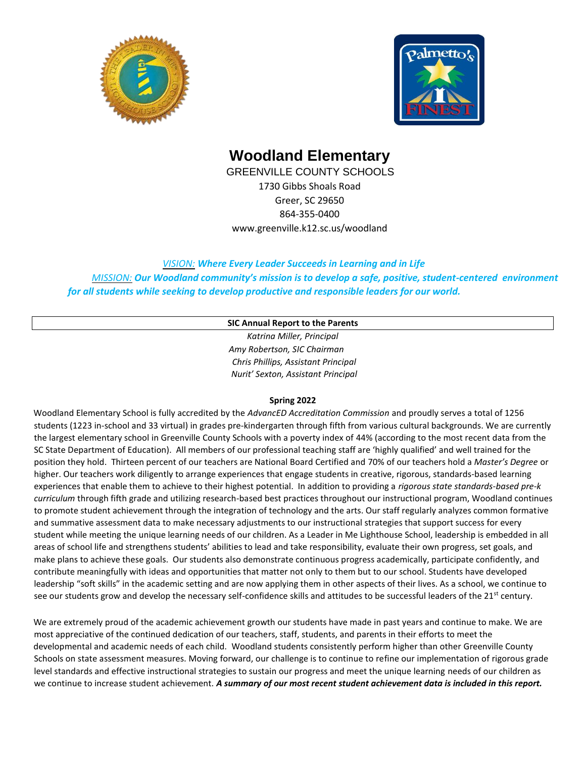# Woodland Elementary

GREENVILLE COUNTY SCHOOLS

1730 Gibbs Shoals Road

Greer, SC 29650

864-355-0400

www.greenville.k12.sc.us/woodland

*VISION:* ***Where Every Leader Succeeds in Learning and in Life***

*MISSION:* ***Our Woodland community's mission is to develop a safe, positive, student-centered environment for all students while seeking to develop productive and responsible leaders for our world.***

**SIC Annual Report to the Parents**

*Katrina Miller, Principal*
*Amy Robertson, SIC Chairman*
*Chris Phillips, Assistant Principal*
*Nurit' Sexton, Assistant Principal*

**Spring 2022**

Woodland Elementary School is fully accredited by the *AdvancED Accreditation Commission* and proudly serves a total of 1256 students (1223 in-school and 33 virtual) in grades pre-kindergarten through fifth from various cultural backgrounds. We are currently the largest elementary school in Greenville County Schools with a poverty index of 44% (according to the most recent data from the SC State Department of Education). All members of our professional teaching staff are 'highly qualified' and well trained for the position they hold. Thirteen percent of our teachers are National Board Certified and 70% of our teachers hold a *Master's Degree* or higher. Our teachers work diligently to arrange experiences that engage students in creative, rigorous, standards-based learning experiences that enable them to achieve to their highest potential. In addition to providing a *rigorous state standards-based pre-k curriculum* through fifth grade and utilizing research-based best practices throughout our instructional program, Woodland continues to promote student achievement through the integration of technology and the arts. Our staff regularly analyzes common formative and summative assessment data to make necessary adjustments to our instructional strategies that support success for every student while meeting the unique learning needs of our children. As a Leader in Me Lighthouse School, leadership is embedded in all areas of school life and strengthens students' abilities to lead and take responsibility, evaluate their own progress, set goals, and make plans to achieve these goals. Our students also demonstrate continuous progress academically, participate confidently, and contribute meaningfully with ideas and opportunities that matter not only to them but to our school. Students have developed leadership "soft skills" in the academic setting and are now applying them in other aspects of their lives. As a school, we continue to see our students grow and develop the necessary self-confidence skills and attitudes to be successful leaders of the 21st century.

We are extremely proud of the academic achievement growth our students have made in past years and continue to make. We are most appreciative of the continued dedication of our teachers, staff, students, and parents in their efforts to meet the developmental and academic needs of each child. Woodland students consistently perform higher than other Greenville County Schools on state assessment measures. Moving forward, our challenge is to continue to refine our implementation of rigorous grade level standards and effective instructional strategies to sustain our progress and meet the unique learning needs of our children as we continue to increase student achievement. ***A summary of our most recent student achievement data is included in this report.***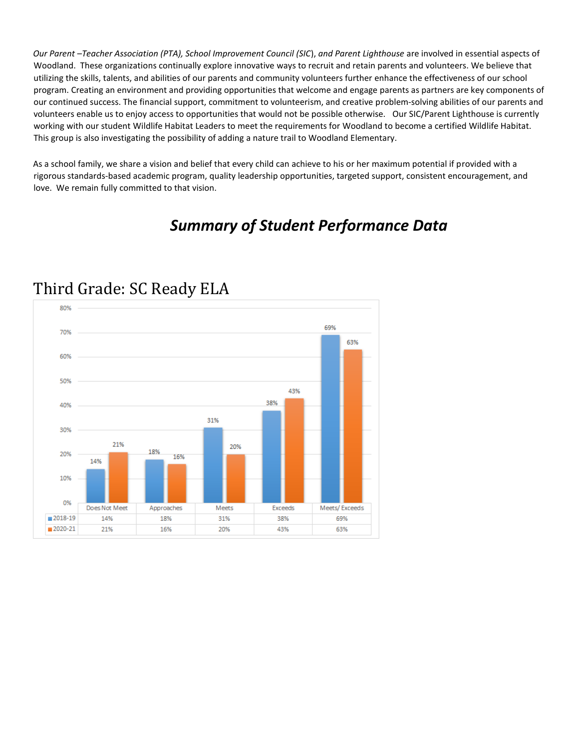*Our Parent –Teacher Association (PTA), School Improvement Council (SIC), and Parent Lighthouse* are involved in essential aspects of Woodland. These organizations continually explore innovative ways to recruit and retain parents and volunteers. We believe that utilizing the skills, talents, and abilities of our parents and community volunteers further enhance the effectiveness of our school program. Creating an environment and providing opportunities that welcome and engage parents as partners are key components of our continued success. The financial support, commitment to volunteerism, and creative problem-solving abilities of our parents and volunteers enable us to enjoy access to opportunities that would not be possible otherwise. Our SIC/Parent Lighthouse is currently working with our student Wildlife Habitat Leaders to meet the requirements for Woodland to become a certified Wildlife Habitat. This group is also investigating the possibility of adding a nature trail to Woodland Elementary.

As a school family, we share a vision and belief that every child can achieve to his or her maximum potential if provided with a rigorous standards-based academic program, quality leadership opportunities, targeted support, consistent encouragement, and love. We remain fully committed to that vision.

## *Summary of Student Performance Data*

### Third Grade: SC Ready ELA

| | Does Not Meet | Approaches | Meets | Exceeds | Meets/ Exceeds |
|---|---|---|---|---|---|
| 2018-19 | 14% | 18% | 31% | 38% | 69% |
| 2020-21 | 21% | 16% | 20% | 43% | 63% |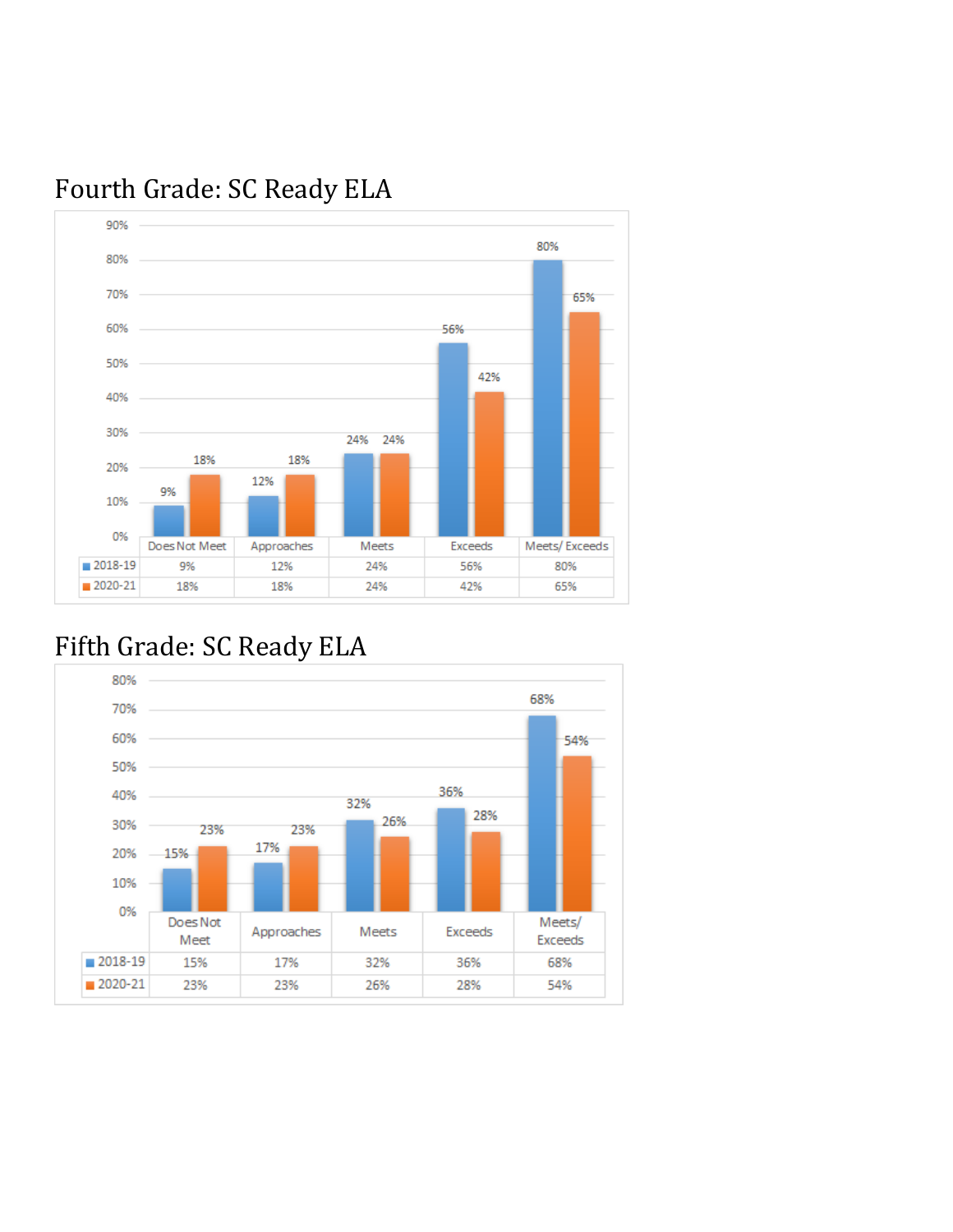## Fourth Grade: SC Ready ELA

| | Does Not Meet | Approaches | Meets | Exceeds | Meets/ Exceeds |
|---|---|---|---|---|---|
| 2018-19 | 9% | 12% | 24% | 56% | 80% |
| 2020-21 | 18% | 18% | 24% | 42% | 65% |

## Fifth Grade: SC Ready ELA

| | Does Not Meet | Approaches | Meets | Exceeds | Meets/ Exceeds |
|---|---|---|---|---|---|
| 2018-19 | 15% | 17% | 32% | 36% | 68% |
| 2020-21 | 23% | 23% | 26% | 28% | 54% |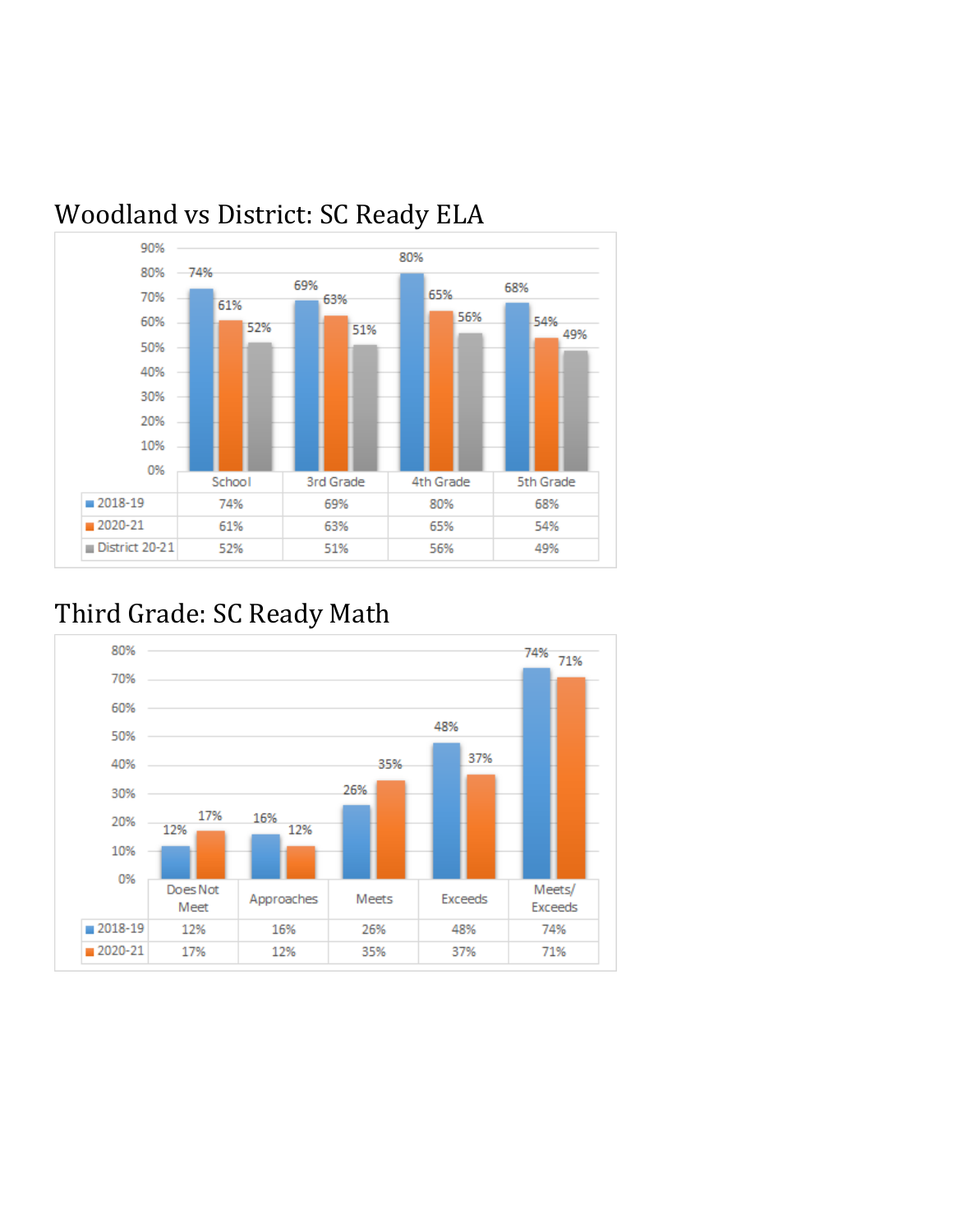## Woodland vs District: SC Ready ELA

| | School | 3rd Grade | 4th Grade | 5th Grade |
|---|---|---|---|---|
| 2018-19 | 74% | 69% | 80% | 68% |
| 2020-21 | 61% | 63% | 65% | 54% |
| District 20-21 | 52% | 51% | 56% | 49% |

## Third Grade: SC Ready Math

| | Does Not Meet | Approaches | Meets | Exceeds | Meets/ Exceeds |
|---|---|---|---|---|---|
| 2018-19 | 12% | 16% | 26% | 48% | 74% |
| 2020-21 | 17% | 12% | 35% | 37% | 71% |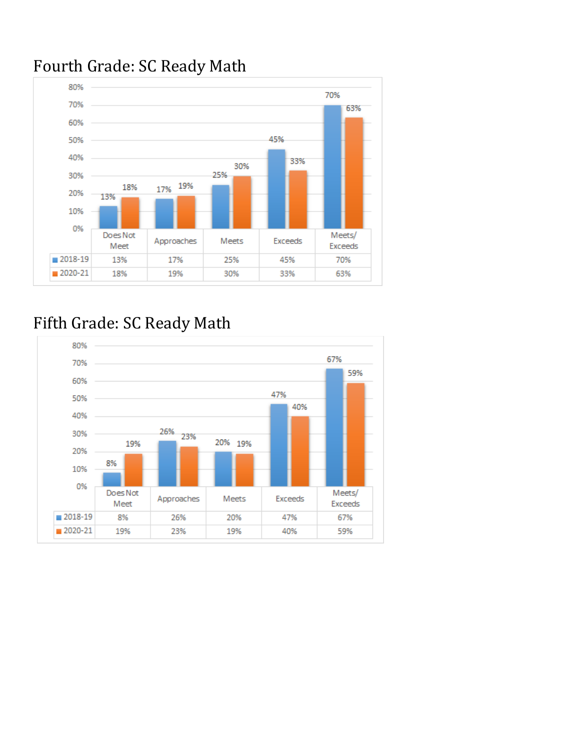## Fourth Grade: SC Ready Math

| | Does Not Meet | Approaches | Meets | Exceeds | Meets/ Exceeds |
|---|---|---|---|---|---|
| 2018-19 | 13% | 17% | 25% | 45% | 70% |
| 2020-21 | 18% | 19% | 30% | 33% | 63% |

## Fifth Grade: SC Ready Math

| | Does Not Meet | Approaches | Meets | Exceeds | Meets/ Exceeds |
|---|---|---|---|---|---|
| 2018-19 | 8% | 26% | 20% | 47% | 67% |
| 2020-21 | 19% | 23% | 19% | 40% | 59% |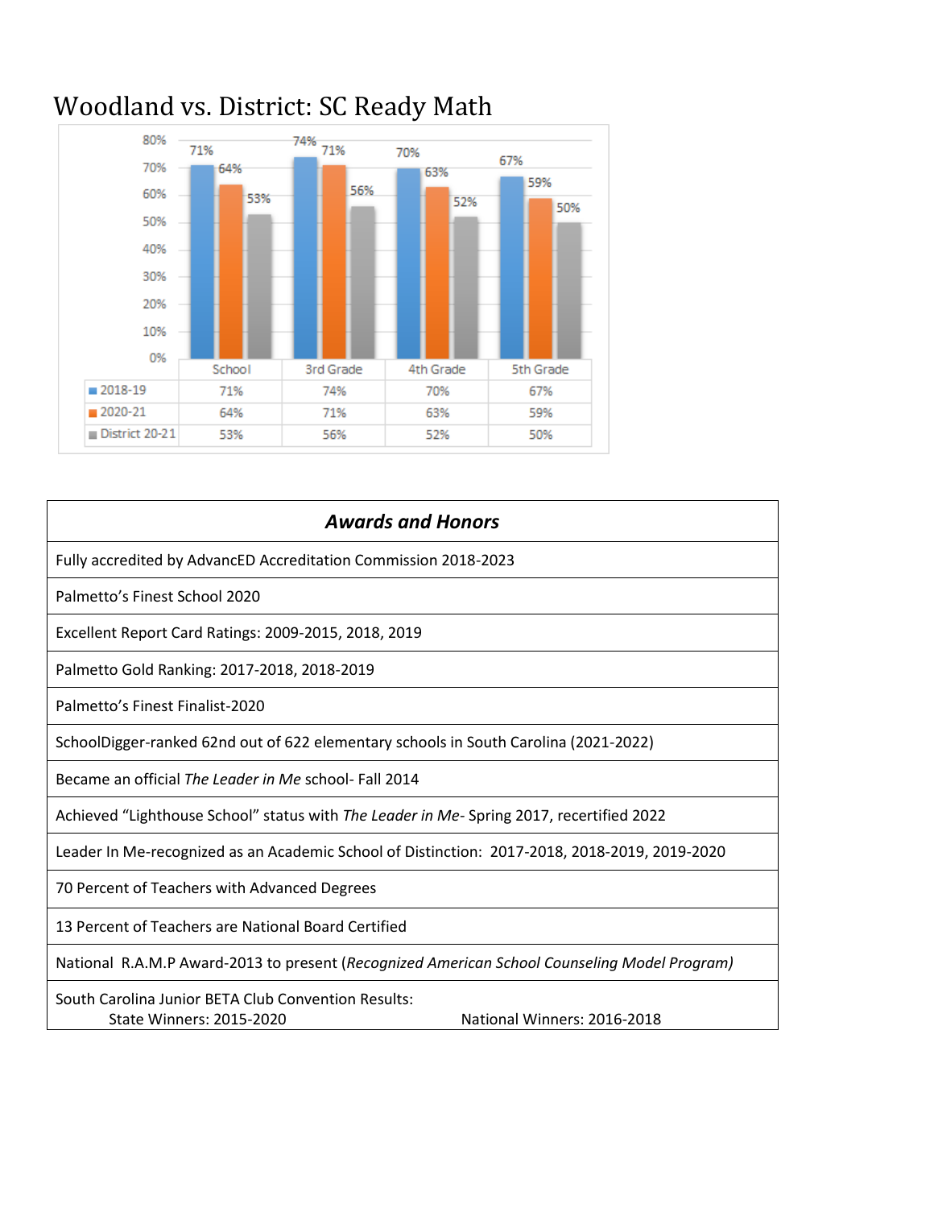# Woodland vs. District: SC Ready Math

| | School | 3rd Grade | 4th Grade | 5th Grade |
|---|---|---|---|---|
| 2018-19 | 71% | 74% | 70% | 67% |
| 2020-21 | 64% | 71% | 63% | 59% |
| District 20-21 | 53% | 56% | 52% | 50% |

| ***Awards and Honors*** |
|---|
| Fully accredited by AdvancED Accreditation Commission 2018-2023 |
| Palmetto's Finest School 2020 |
| Excellent Report Card Ratings: 2009-2015, 2018, 2019 |
| Palmetto Gold Ranking: 2017-2018, 2018-2019 |
| Palmetto's Finest Finalist-2020 |
| SchoolDigger-ranked 62nd out of 622 elementary schools in South Carolina (2021-2022) |
| Became an official *The Leader in Me* school- Fall 2014 |
| Achieved "Lighthouse School" status with *The Leader in Me*- Spring 2017, recertified 2022 |
| Leader In Me-recognized as an Academic School of Distinction: 2017-2018, 2018-2019, 2019-2020 |
| 70 Percent of Teachers with Advanced Degrees |
| 13 Percent of Teachers are National Board Certified |
| National R.A.M.P Award-2013 to present (*Recognized American School Counseling Model Program)* |
| South Carolina Junior BETA Club Convention Results: State Winners: 2015-2020 National Winners: 2016-2018 |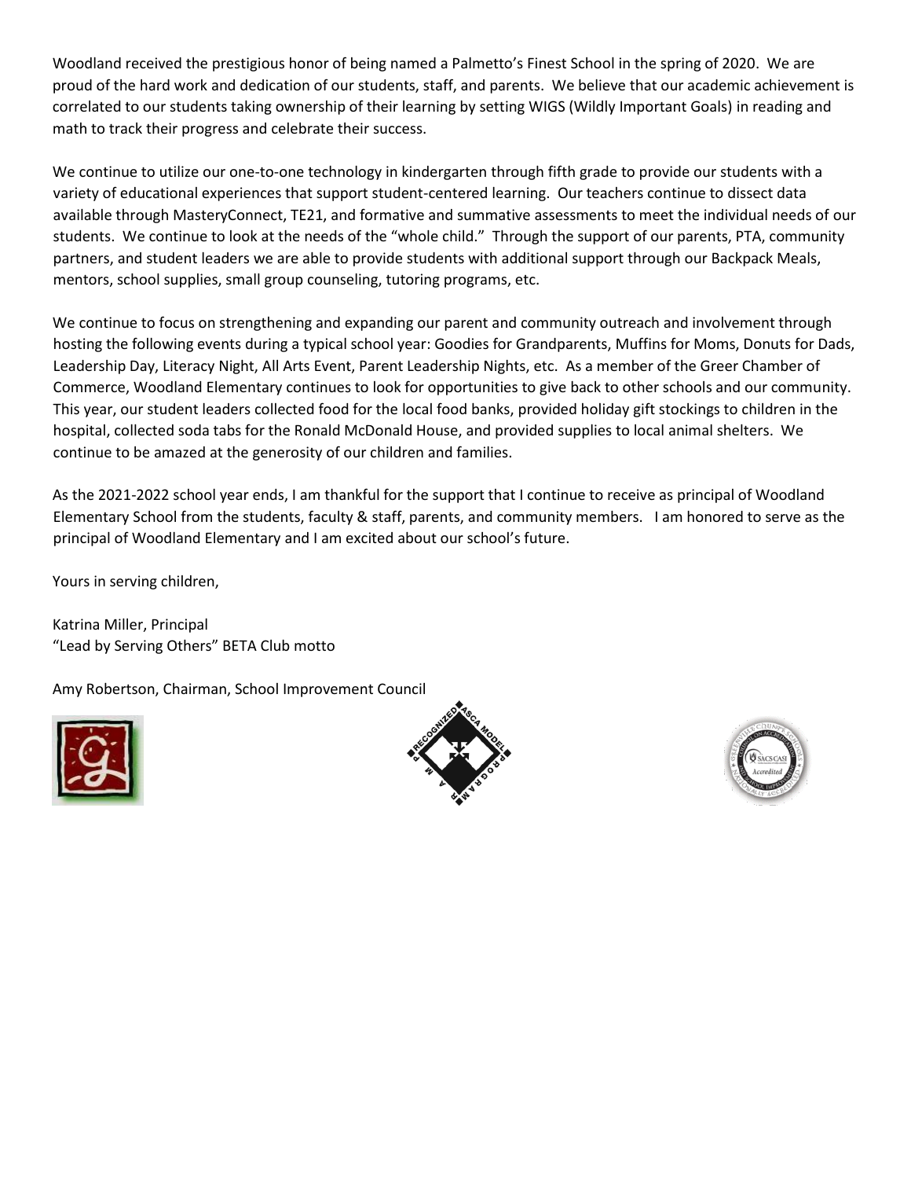Woodland received the prestigious honor of being named a Palmetto's Finest School in the spring of 2020. We are proud of the hard work and dedication of our students, staff, and parents. We believe that our academic achievement is correlated to our students taking ownership of their learning by setting WIGS (Wildly Important Goals) in reading and math to track their progress and celebrate their success.

We continue to utilize our one-to-one technology in kindergarten through fifth grade to provide our students with a variety of educational experiences that support student-centered learning. Our teachers continue to dissect data available through MasteryConnect, TE21, and formative and summative assessments to meet the individual needs of our students. We continue to look at the needs of the "whole child." Through the support of our parents, PTA, community partners, and student leaders we are able to provide students with additional support through our Backpack Meals, mentors, school supplies, small group counseling, tutoring programs, etc.

We continue to focus on strengthening and expanding our parent and community outreach and involvement through hosting the following events during a typical school year: Goodies for Grandparents, Muffins for Moms, Donuts for Dads, Leadership Day, Literacy Night, All Arts Event, Parent Leadership Nights, etc. As a member of the Greer Chamber of Commerce, Woodland Elementary continues to look for opportunities to give back to other schools and our community. This year, our student leaders collected food for the local food banks, provided holiday gift stockings to children in the hospital, collected soda tabs for the Ronald McDonald House, and provided supplies to local animal shelters. We continue to be amazed at the generosity of our children and families.

As the 2021-2022 school year ends, I am thankful for the support that I continue to receive as principal of Woodland Elementary School from the students, faculty & staff, parents, and community members. I am honored to serve as the principal of Woodland Elementary and I am excited about our school's future.

Yours in serving children,

Katrina Miller, Principal
"Lead by Serving Others" BETA Club motto

Amy Robertson, Chairman, School Improvement Council